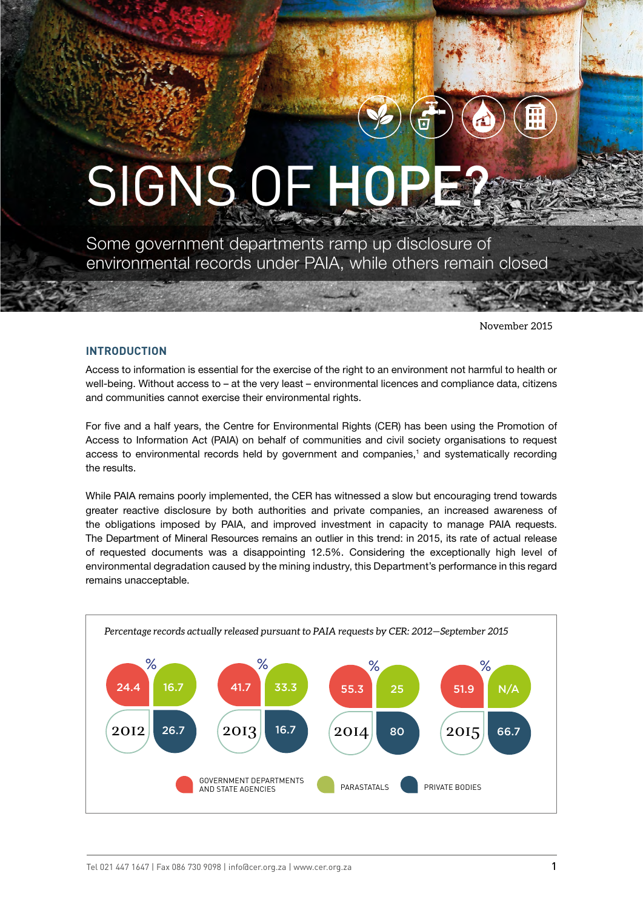# SIGNS OF HOPE?

Some government departments ramp up disclosure of environmental records under PAIA, while others remain closed

November 2015

## INTRODUCTION

Access to information is essential for the exercise of the right to an environment not harmful to health or well-being. Without access to – at the very least – environmental licences and compliance data, citizens and communities cannot exercise their environmental rights.

For five and a half years, the Centre for Environmental Rights (CER) has been using the Promotion of Access to Information Act (PAIA) on behalf of communities and civil society organisations to request access to environmental records held by government and companies,[1] and systematically recording the results.

While PAIA remains poorly implemented, the CER has witnessed a slow but encouraging trend towards greater reactive disclosure by both authorities and private companies, an increased awareness of the obligations imposed by PAIA, and improved investment in capacity to manage PAIA requests. The Department of Mineral Resources remains an outlier in this trend: in 2015, its rate of actual release of requested documents was a disappointing 12.5%. Considering the exceptionally high level of environmental degradation caused by the mining industry, this Department's performance in this regard remains unacceptable.

*Percentage records actually released pursuant to PAIA requests by CER: 2012—September 2015*

| Year | Government departments and state agencies (%) | Parastatals (%) | Private bodies (%) |
|---|---|---|---|
| 2012 | 24.4 | 16.7 | 26.7 |
| 2013 | 41.7 | 33.3 | 16.7 |
| 2014 | 55.3 | 25 | 80 |
| 2015 | 51.9 | N/A | 66.7 |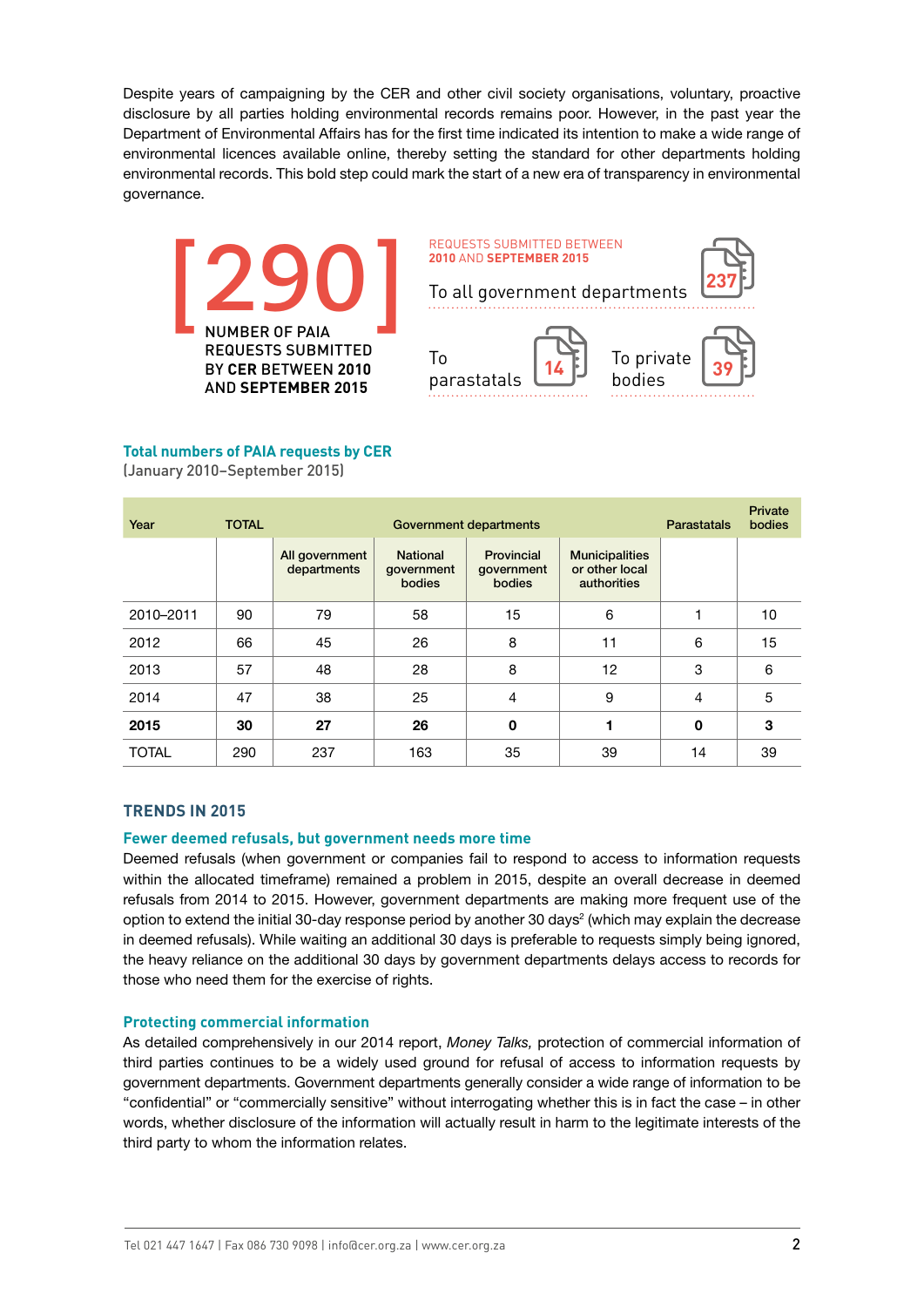Despite years of campaigning by the CER and other civil society organisations, voluntary, proactive disclosure by all parties holding environmental records remains poor. However, in the past year the Department of Environmental Affairs has for the first time indicated its intention to make a wide range of environmental licences available online, thereby setting the standard for other departments holding environmental records. This bold step could mark the start of a new era of transparency in environmental governance.

**[290]**

NUMBER OF PAIA REQUESTS SUBMITTED BY **CER** BETWEEN **2010 AND SEPTEMBER 2015**

REQUESTS SUBMITTED BETWEEN **2010** AND **SEPTEMBER 2015**

To all government departments **237**

To parastatals **14**

To private bodies **39**

**Total numbers of PAIA requests by CER**

(January 2010–September 2015)

| Year | TOTAL | Government departments | | | | Parastatals | Private bodies |
|---|---|---|---|---|---|---|---|
| | | All government departments | National government bodies | Provincial government bodies | Municipalities or other local authorities | | |
| 2010–2011 | 90 | 79 | 58 | 15 | 6 | 1 | 10 |
| 2012 | 66 | 45 | 26 | 8 | 11 | 6 | 15 |
| 2013 | 57 | 48 | 28 | 8 | 12 | 3 | 6 |
| 2014 | 47 | 38 | 25 | 4 | 9 | 4 | 5 |
| **2015** | **30** | **27** | **26** | **0** | **1** | **0** | **3** |
| TOTAL | 290 | 237 | 163 | 35 | 39 | 14 | 39 |

## TRENDS IN 2015

### Fewer deemed refusals, but government needs more time

Deemed refusals (when government or companies fail to respond to access to information requests within the allocated timeframe) remained a problem in 2015, despite an overall decrease in deemed refusals from 2014 to 2015. However, government departments are making more frequent use of the option to extend the initial 30-day response period by another 30 days[2] (which may explain the decrease in deemed refusals). While waiting an additional 30 days is preferable to requests simply being ignored, the heavy reliance on the additional 30 days by government departments delays access to records for those who need them for the exercise of rights.

### Protecting commercial information

As detailed comprehensively in our 2014 report, *Money Talks,* protection of commercial information of third parties continues to be a widely used ground for refusal of access to information requests by government departments. Government departments generally consider a wide range of information to be "confidential" or "commercially sensitive" without interrogating whether this is in fact the case – in other words, whether disclosure of the information will actually result in harm to the legitimate interests of the third party to whom the information relates.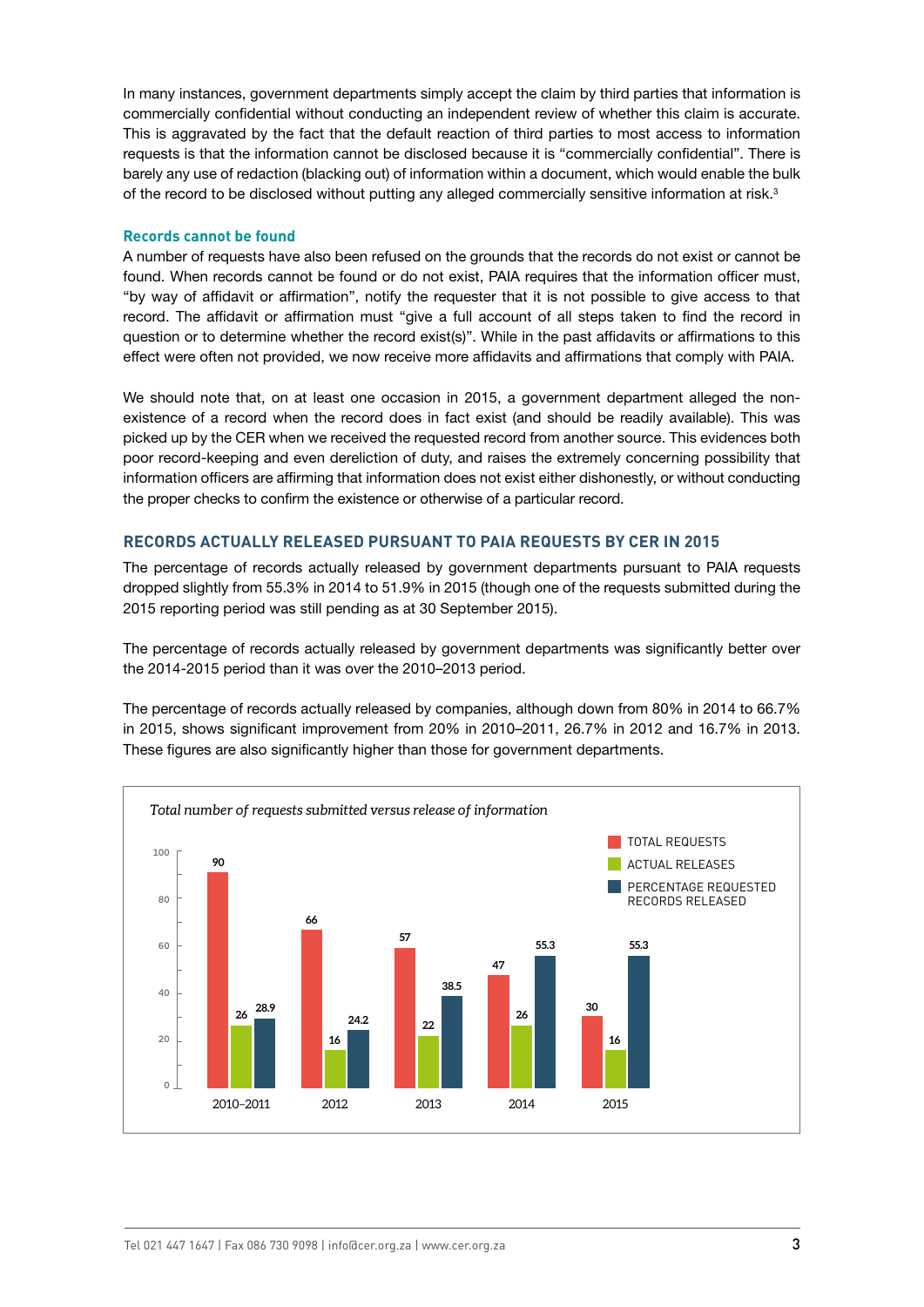In many instances, government departments simply accept the claim by third parties that information is commercially confidential without conducting an independent review of whether this claim is accurate. This is aggravated by the fact that the default reaction of third parties to most access to information requests is that the information cannot be disclosed because it is "commercially confidential". There is barely any use of redaction (blacking out) of information within a document, which would enable the bulk of the record to be disclosed without putting any alleged commercially sensitive information at risk.[3]

### Records cannot be found

A number of requests have also been refused on the grounds that the records do not exist or cannot be found. When records cannot be found or do not exist, PAIA requires that the information officer must, "by way of affidavit or affirmation", notify the requester that it is not possible to give access to that record. The affidavit or affirmation must "give a full account of all steps taken to find the record in question or to determine whether the record exist(s)". While in the past affidavits or affirmations to this effect were often not provided, we now receive more affidavits and affirmations that comply with PAIA.

We should note that, on at least one occasion in 2015, a government department alleged the non-existence of a record when the record does in fact exist (and should be readily available). This was picked up by the CER when we received the requested record from another source. This evidences both poor record-keeping and even dereliction of duty, and raises the extremely concerning possibility that information officers are affirming that information does not exist either dishonestly, or without conducting the proper checks to confirm the existence or otherwise of a particular record.

## RECORDS ACTUALLY RELEASED PURSUANT TO PAIA REQUESTS BY CER IN 2015

The percentage of records actually released by government departments pursuant to PAIA requests dropped slightly from 55.3% in 2014 to 51.9% in 2015 (though one of the requests submitted during the 2015 reporting period was still pending as at 30 September 2015).

The percentage of records actually released by government departments was significantly better over the 2014-2015 period than it was over the 2010–2013 period.

The percentage of records actually released by companies, although down from 80% in 2014 to 66.7% in 2015, shows significant improvement from 20% in 2010–2011, 26.7% in 2012 and 16.7% in 2013. These figures are also significantly higher than those for government departments.

*Total number of requests submitted versus release of information*

| | 2010–2011 | 2012 | 2013 | 2014 | 2015 |
|---|---|---|---|---|---|
| TOTAL REQUESTS | 90 | 66 | 57 | 47 | 30 |
| ACTUAL RELEASES | 26 | 16 | 22 | 26 | 16 |
| PERCENTAGE REQUESTED RECORDS RELEASED | 28.9 | 24.2 | 38.5 | 55.3 | 55.3 |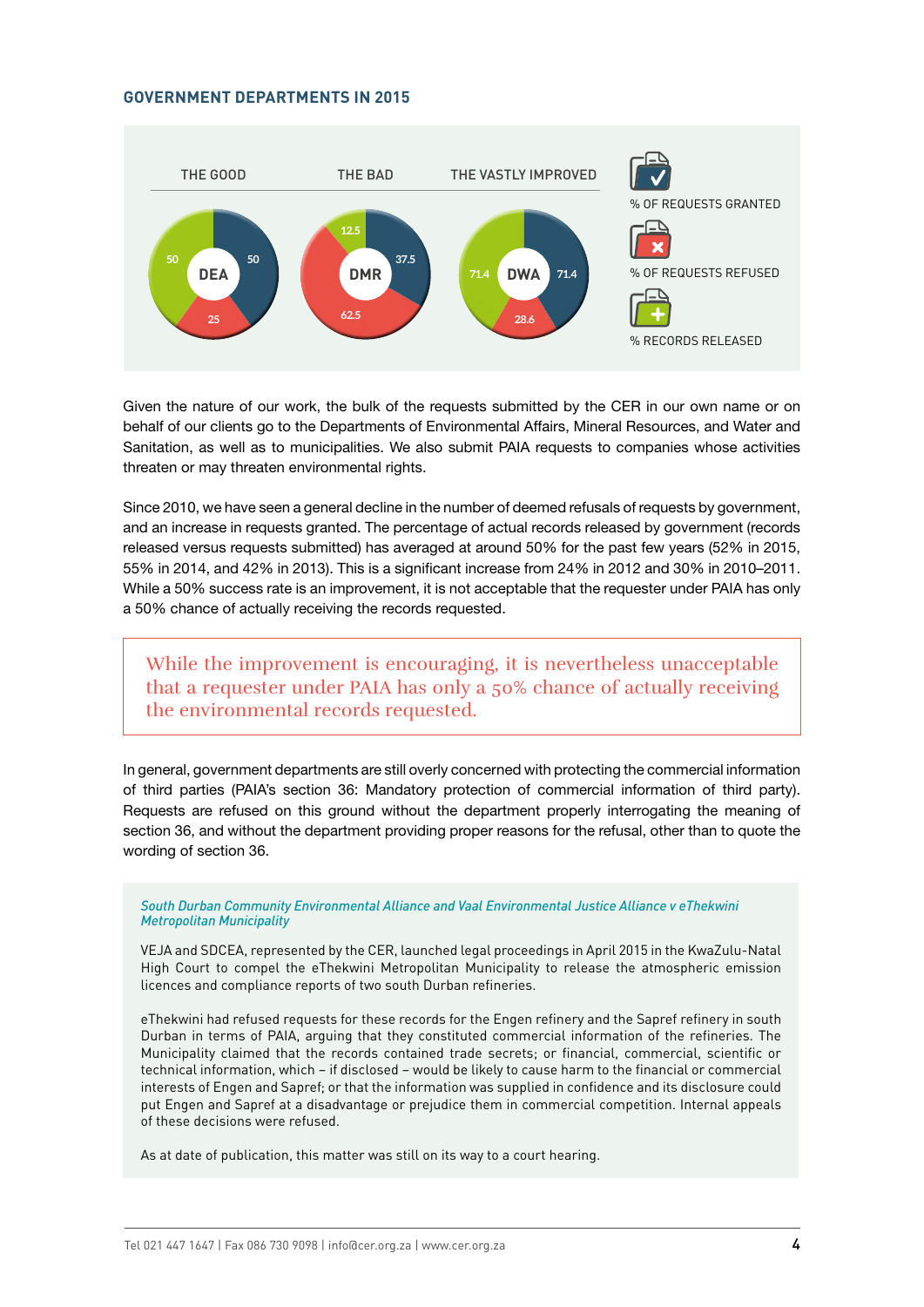## GOVERNMENT DEPARTMENTS IN 2015

| | THE GOOD | THE BAD | THE VASTLY IMPROVED |
|---|---|---|---|
| | DEA | DMR | DWA |
| % OF REQUESTS GRANTED | 50 | 37.5 | 71.4 |
| % OF REQUESTS REFUSED | 25 | 62.5 | 28.6 |
| % RECORDS RELEASED | 50 | 12.5 | 71.4 |

Given the nature of our work, the bulk of the requests submitted by the CER in our own name or on behalf of our clients go to the Departments of Environmental Affairs, Mineral Resources, and Water and Sanitation, as well as to municipalities. We also submit PAIA requests to companies whose activities threaten or may threaten environmental rights.

Since 2010, we have seen a general decline in the number of deemed refusals of requests by government, and an increase in requests granted. The percentage of actual records released by government (records released versus requests submitted) has averaged at around 50% for the past few years (52% in 2015, 55% in 2014, and 42% in 2013). This is a significant increase from 24% in 2012 and 30% in 2010–2011. While a 50% success rate is an improvement, it is not acceptable that the requester under PAIA has only a 50% chance of actually receiving the records requested.

> While the improvement is encouraging, it is nevertheless unacceptable that a requester under PAIA has only a 50% chance of actually receiving the environmental records requested.

In general, government departments are still overly concerned with protecting the commercial information of third parties (PAIA's section 36: Mandatory protection of commercial information of third party). Requests are refused on this ground without the department properly interrogating the meaning of section 36, and without the department providing proper reasons for the refusal, other than to quote the wording of section 36.

*South Durban Community Environmental Alliance and Vaal Environmental Justice Alliance v eThekwini Metropolitan Municipality*

VEJA and SDCEA, represented by the CER, launched legal proceedings in April 2015 in the KwaZulu-Natal High Court to compel the eThekwini Metropolitan Municipality to release the atmospheric emission licences and compliance reports of two south Durban refineries.

eThekwini had refused requests for these records for the Engen refinery and the Sapref refinery in south Durban in terms of PAIA, arguing that they constituted commercial information of the refineries. The Municipality claimed that the records contained trade secrets; or financial, commercial, scientific or technical information, which – if disclosed – would be likely to cause harm to the financial or commercial interests of Engen and Sapref; or that the information was supplied in confidence and its disclosure could put Engen and Sapref at a disadvantage or prejudice them in commercial competition. Internal appeals of these decisions were refused.

As at date of publication, this matter was still on its way to a court hearing.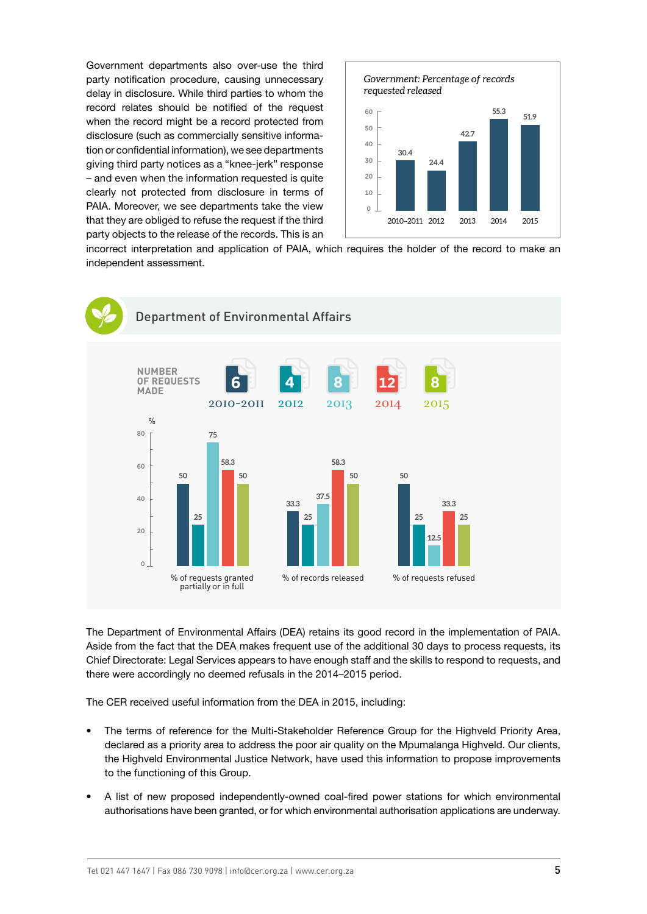Government departments also over-use the third party notification procedure, causing unnecessary delay in disclosure. While third parties to whom the record relates should be notified of the request when the record might be a record protected from disclosure (such as commercially sensitive information or confidential information), we see departments giving third party notices as a "knee-jerk" response – and even when the information requested is quite clearly not protected from disclosure in terms of PAIA. Moreover, we see departments take the view that they are obliged to refuse the request if the third party objects to the release of the records. This is an incorrect interpretation and application of PAIA, which requires the holder of the record to make an independent assessment.

*Government: Percentage of records requested released*

| Year | % |
|---|---|
| 2010–2011 | 30.4 |
| 2012 | 24.4 |
| 2013 | 42.7 |
| 2014 | 55.3 |
| 2015 | 51.9 |

## Department of Environmental Affairs

NUMBER OF REQUESTS MADE

| 2010-2011 | 2012 | 2013 | 2014 | 2015 |
|---|---|---|---|---|
| 6 | 4 | 8 | 12 | 8 |

| % | 2010-2011 | 2012 | 2013 | 2014 | 2015 |
|---|---|---|---|---|---|
| % of requests granted partially or in full | 50 | 25 | 75 | 58.3 | 50 |
| % of records released | 33.3 | 25 | 37.5 | 58.3 | 50 |
| % of requests refused | 50 | 25 | 12.5 | 33.3 | 25 |

The Department of Environmental Affairs (DEA) retains its good record in the implementation of PAIA. Aside from the fact that the DEA makes frequent use of the additional 30 days to process requests, its Chief Directorate: Legal Services appears to have enough staff and the skills to respond to requests, and there were accordingly no deemed refusals in the 2014–2015 period.

The CER received useful information from the DEA in 2015, including:

- The terms of reference for the Multi-Stakeholder Reference Group for the Highveld Priority Area, declared as a priority area to address the poor air quality on the Mpumalanga Highveld. Our clients, the Highveld Environmental Justice Network, have used this information to propose improvements to the functioning of this Group.
- A list of new proposed independently-owned coal-fired power stations for which environmental authorisations have been granted, or for which environmental authorisation applications are underway.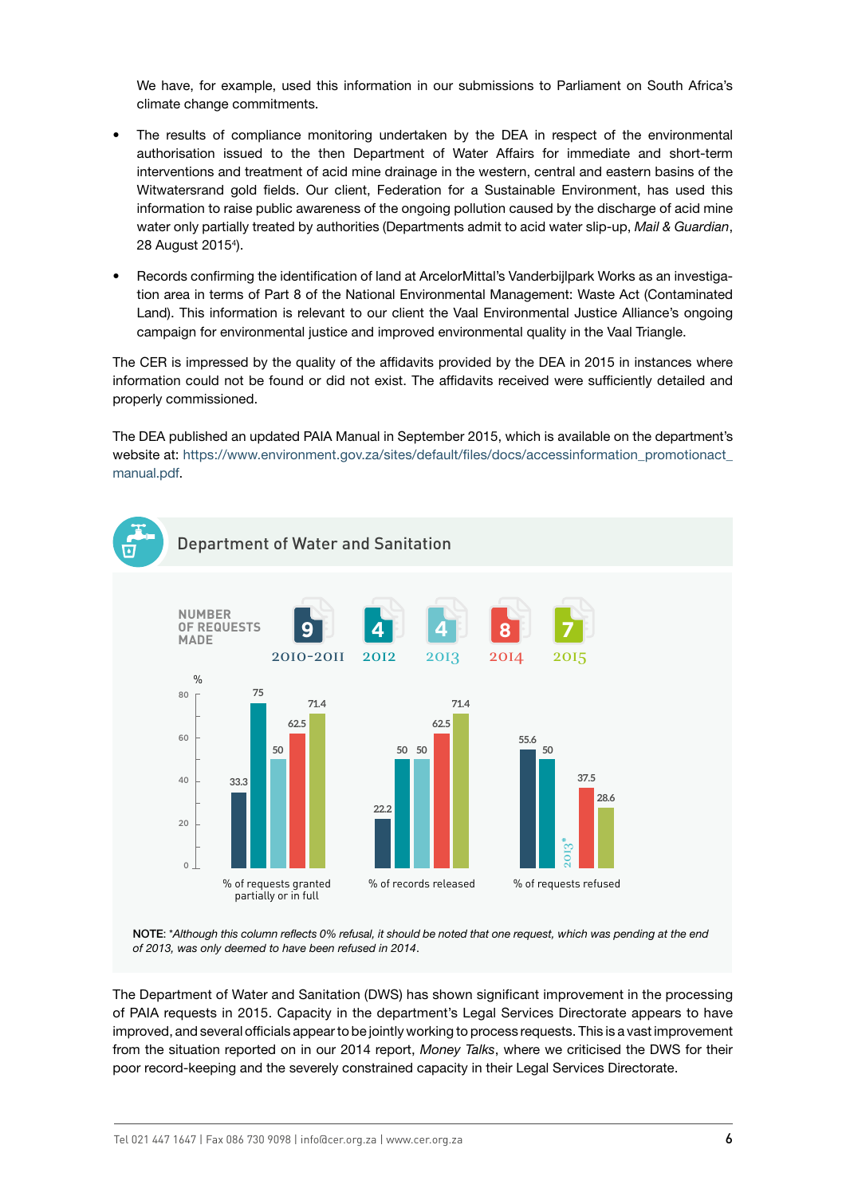We have, for example, used this information in our submissions to Parliament on South Africa's climate change commitments.

- The results of compliance monitoring undertaken by the DEA in respect of the environmental authorisation issued to the then Department of Water Affairs for immediate and short-term interventions and treatment of acid mine drainage in the western, central and eastern basins of the Witwatersrand gold fields. Our client, Federation for a Sustainable Environment, has used this information to raise public awareness of the ongoing pollution caused by the discharge of acid mine water only partially treated by authorities (Departments admit to acid water slip-up, *Mail & Guardian*, 28 August 2015[4]).
- Records confirming the identification of land at ArcelorMittal's Vanderbijlpark Works as an investigation area in terms of Part 8 of the National Environmental Management: Waste Act (Contaminated Land). This information is relevant to our client the Vaal Environmental Justice Alliance's ongoing campaign for environmental justice and improved environmental quality in the Vaal Triangle.

The CER is impressed by the quality of the affidavits provided by the DEA in 2015 in instances where information could not be found or did not exist. The affidavits received were sufficiently detailed and properly commissioned.

The DEA published an updated PAIA Manual in September 2015, which is available on the department's website at: https://www.environment.gov.za/sites/default/files/docs/accessinformation_promotionact_manual.pdf.

## Department of Water and Sanitation

| | 2010-2011 | 2012 | 2013 | 2014 | 2015 |
|---|---|---|---|---|---|
| Number of requests made | 9 | 4 | 4 | 8 | 7 |
| % of requests granted partially or in full | 33.3 | 75 | 50 | 62.5 | 71.4 |
| % of records released | 22.2 | 50 | 50 | 62.5 | 71.4 |
| % of requests refused | 55.6 | 50 | 2013* | 37.5 | 28.6 |

**NOTE**: *\*Although this column reflects 0% refusal, it should be noted that one request, which was pending at the end of 2013, was only deemed to have been refused in 2014.*

The Department of Water and Sanitation (DWS) has shown significant improvement in the processing of PAIA requests in 2015. Capacity in the department's Legal Services Directorate appears to have improved, and several officials appear to be jointly working to process requests. This is a vast improvement from the situation reported on in our 2014 report, *Money Talks*, where we criticised the DWS for their poor record-keeping and the severely constrained capacity in their Legal Services Directorate.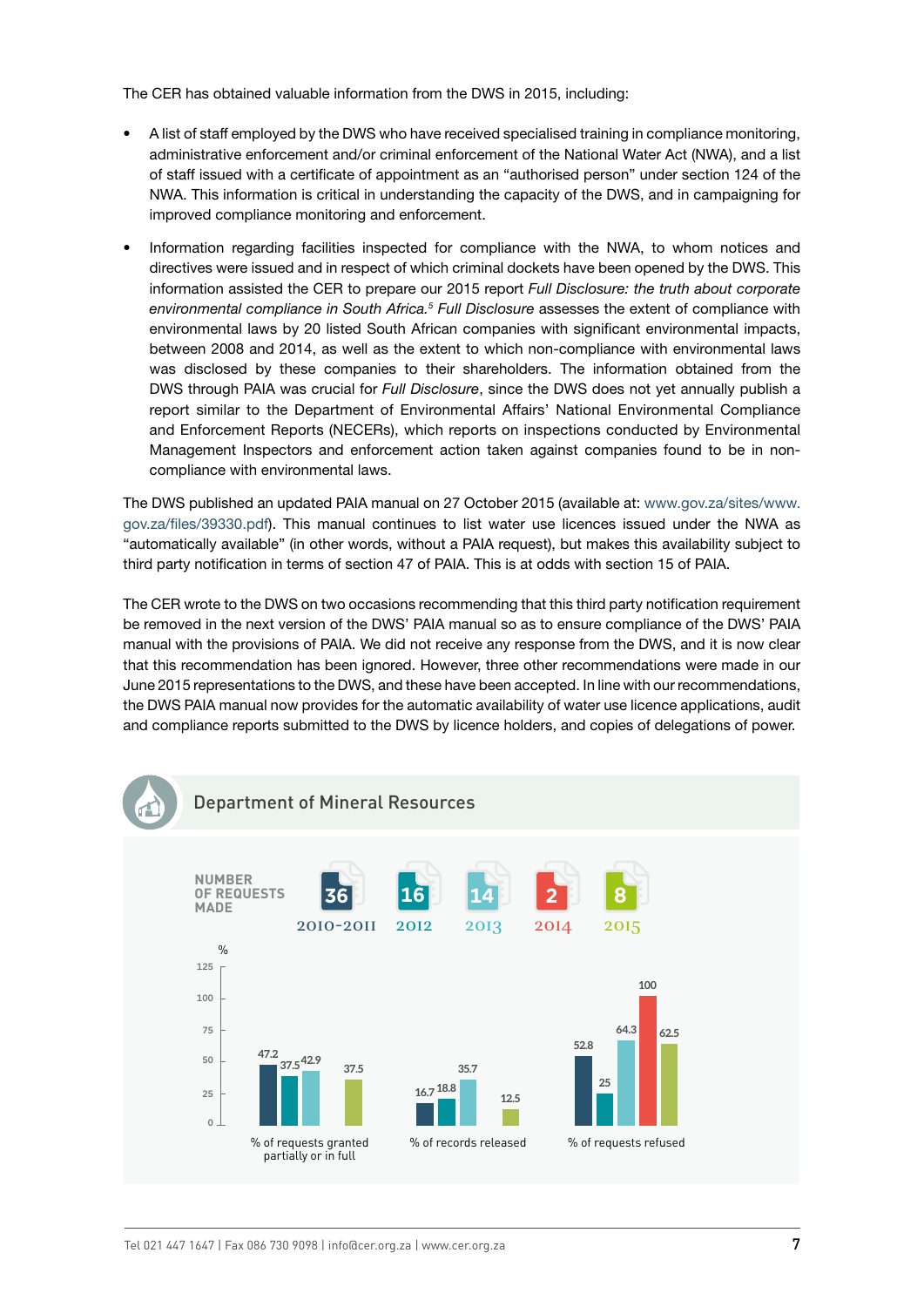The CER has obtained valuable information from the DWS in 2015, including:

- A list of staff employed by the DWS who have received specialised training in compliance monitoring, administrative enforcement and/or criminal enforcement of the National Water Act (NWA), and a list of staff issued with a certificate of appointment as an "authorised person" under section 124 of the NWA. This information is critical in understanding the capacity of the DWS, and in campaigning for improved compliance monitoring and enforcement.
- Information regarding facilities inspected for compliance with the NWA, to whom notices and directives were issued and in respect of which criminal dockets have been opened by the DWS. This information assisted the CER to prepare our 2015 report *Full Disclosure: the truth about corporate environmental compliance in South Africa.*[5] *Full Disclosure* assesses the extent of compliance with environmental laws by 20 listed South African companies with significant environmental impacts, between 2008 and 2014, as well as the extent to which non-compliance with environmental laws was disclosed by these companies to their shareholders. The information obtained from the DWS through PAIA was crucial for *Full Disclosure*, since the DWS does not yet annually publish a report similar to the Department of Environmental Affairs' National Environmental Compliance and Enforcement Reports (NECERs), which reports on inspections conducted by Environmental Management Inspectors and enforcement action taken against companies found to be in non-compliance with environmental laws.

The DWS published an updated PAIA manual on 27 October 2015 (available at: www.gov.za/sites/www.gov.za/files/39330.pdf). This manual continues to list water use licences issued under the NWA as "automatically available" (in other words, without a PAIA request), but makes this availability subject to third party notification in terms of section 47 of PAIA. This is at odds with section 15 of PAIA.

The CER wrote to the DWS on two occasions recommending that this third party notification requirement be removed in the next version of the DWS' PAIA manual so as to ensure compliance of the DWS' PAIA manual with the provisions of PAIA. We did not receive any response from the DWS, and it is now clear that this recommendation has been ignored. However, three other recommendations were made in our June 2015 representations to the DWS, and these have been accepted. In line with our recommendations, the DWS PAIA manual now provides for the automatic availability of water use licence applications, audit and compliance reports submitted to the DWS by licence holders, and copies of delegations of power.

## Department of Mineral Resources

**NUMBER OF REQUESTS MADE**

| | 2010-2011 | 2012 | 2013 | 2014 | 2015 |
|---|---|---|---|---|---|
| Number of requests made | 36 | 16 | 14 | 2 | 8 |
| % of requests granted partially or in full | 47.2 | 37.5 | 42.9 | | 37.5 |
| % of records released | 16.7 | 18.8 | 35.7 | | 12.5 |
| % of requests refused | 52.8 | 25 | 64.3 | 100 | 62.5 |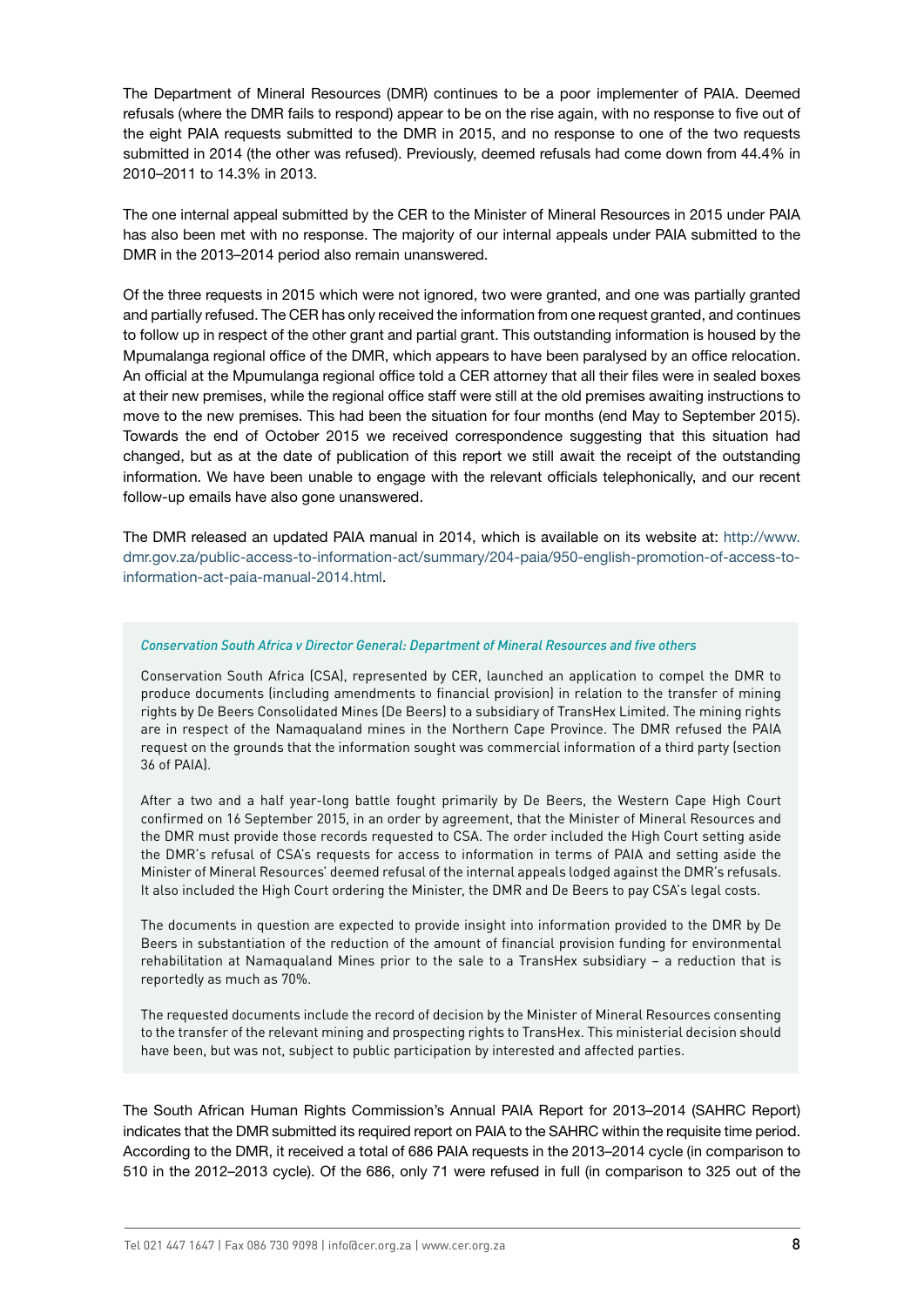The Department of Mineral Resources (DMR) continues to be a poor implementer of PAIA. Deemed refusals (where the DMR fails to respond) appear to be on the rise again, with no response to five out of the eight PAIA requests submitted to the DMR in 2015, and no response to one of the two requests submitted in 2014 (the other was refused). Previously, deemed refusals had come down from 44.4% in 2010–2011 to 14.3% in 2013.

The one internal appeal submitted by the CER to the Minister of Mineral Resources in 2015 under PAIA has also been met with no response. The majority of our internal appeals under PAIA submitted to the DMR in the 2013–2014 period also remain unanswered.

Of the three requests in 2015 which were not ignored, two were granted, and one was partially granted and partially refused. The CER has only received the information from one request granted, and continues to follow up in respect of the other grant and partial grant. This outstanding information is housed by the Mpumalanga regional office of the DMR, which appears to have been paralysed by an office relocation. An official at the Mpumulanga regional office told a CER attorney that all their files were in sealed boxes at their new premises, while the regional office staff were still at the old premises awaiting instructions to move to the new premises. This had been the situation for four months (end May to September 2015). Towards the end of October 2015 we received correspondence suggesting that this situation had changed, but as at the date of publication of this report we still await the receipt of the outstanding information. We have been unable to engage with the relevant officials telephonically, and our recent follow-up emails have also gone unanswered.

The DMR released an updated PAIA manual in 2014, which is available on its website at: http://www.dmr.gov.za/public-access-to-information-act/summary/204-paia/950-english-promotion-of-access-to-information-act-paia-manual-2014.html.

*Conservation South Africa v Director General: Department of Mineral Resources and five others*

Conservation South Africa (CSA), represented by CER, launched an application to compel the DMR to produce documents (including amendments to financial provision) in relation to the transfer of mining rights by De Beers Consolidated Mines (De Beers) to a subsidiary of TransHex Limited. The mining rights are in respect of the Namaqualand mines in the Northern Cape Province. The DMR refused the PAIA request on the grounds that the information sought was commercial information of a third party (section 36 of PAIA).

After a two and a half year-long battle fought primarily by De Beers, the Western Cape High Court confirmed on 16 September 2015, in an order by agreement, that the Minister of Mineral Resources and the DMR must provide those records requested to CSA. The order included the High Court setting aside the DMR's refusal of CSA's requests for access to information in terms of PAIA and setting aside the Minister of Mineral Resources' deemed refusal of the internal appeals lodged against the DMR's refusals. It also included the High Court ordering the Minister, the DMR and De Beers to pay CSA's legal costs.

The documents in question are expected to provide insight into information provided to the DMR by De Beers in substantiation of the reduction of the amount of financial provision funding for environmental rehabilitation at Namaqualand Mines prior to the sale to a TransHex subsidiary – a reduction that is reportedly as much as 70%.

The requested documents include the record of decision by the Minister of Mineral Resources consenting to the transfer of the relevant mining and prospecting rights to TransHex. This ministerial decision should have been, but was not, subject to public participation by interested and affected parties.

The South African Human Rights Commission's Annual PAIA Report for 2013–2014 (SAHRC Report) indicates that the DMR submitted its required report on PAIA to the SAHRC within the requisite time period. According to the DMR, it received a total of 686 PAIA requests in the 2013–2014 cycle (in comparison to 510 in the 2012–2013 cycle). Of the 686, only 71 were refused in full (in comparison to 325 out of the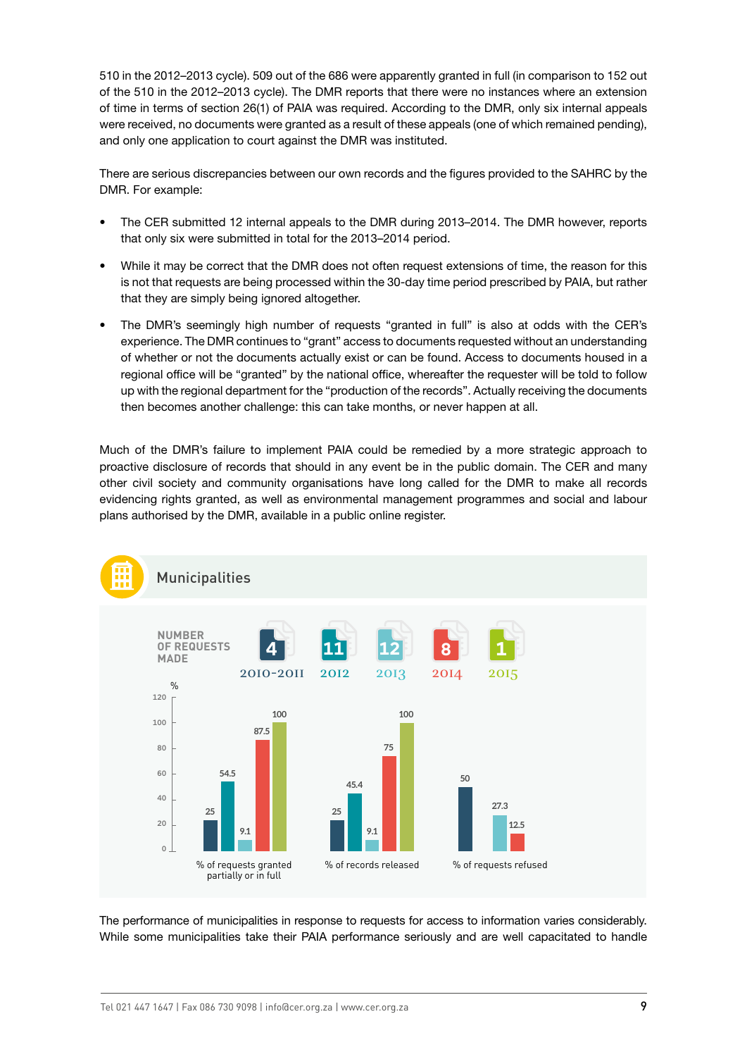510 in the 2012–2013 cycle). 509 out of the 686 were apparently granted in full (in comparison to 152 out of the 510 in the 2012–2013 cycle). The DMR reports that there were no instances where an extension of time in terms of section 26(1) of PAIA was required. According to the DMR, only six internal appeals were received, no documents were granted as a result of these appeals (one of which remained pending), and only one application to court against the DMR was instituted.

There are serious discrepancies between our own records and the figures provided to the SAHRC by the DMR. For example:

- The CER submitted 12 internal appeals to the DMR during 2013–2014. The DMR however, reports that only six were submitted in total for the 2013–2014 period.
- While it may be correct that the DMR does not often request extensions of time, the reason for this is not that requests are being processed within the 30-day time period prescribed by PAIA, but rather that they are simply being ignored altogether.
- The DMR's seemingly high number of requests "granted in full" is also at odds with the CER's experience. The DMR continues to "grant" access to documents requested without an understanding of whether or not the documents actually exist or can be found. Access to documents housed in a regional office will be "granted" by the national office, whereafter the requester will be told to follow up with the regional department for the "production of the records". Actually receiving the documents then becomes another challenge: this can take months, or never happen at all.

Much of the DMR's failure to implement PAIA could be remedied by a more strategic approach to proactive disclosure of records that should in any event be in the public domain. The CER and many other civil society and community organisations have long called for the DMR to make all records evidencing rights granted, as well as environmental management programmes and social and labour plans authorised by the DMR, available in a public online register.

## Municipalities

**NUMBER OF REQUESTS MADE**

| 2010–2011 | 2012 | 2013 | 2014 | 2015 |
|---|---|---|---|---|
| 4 | 11 | 12 | 8 | 1 |

| % | 2010–2011 | 2012 | 2013 | 2014 | 2015 |
|---|---|---|---|---|---|
| % of requests granted partially or in full | 25 | 54.5 | 9.1 | 87.5 | 100 |
| % of records released | 25 | 45.4 | 9.1 | 75 | 100 |
| % of requests refused | 50 | | 27.3 | 12.5 | |

The performance of municipalities in response to requests for access to information varies considerably. While some municipalities take their PAIA performance seriously and are well capacitated to handle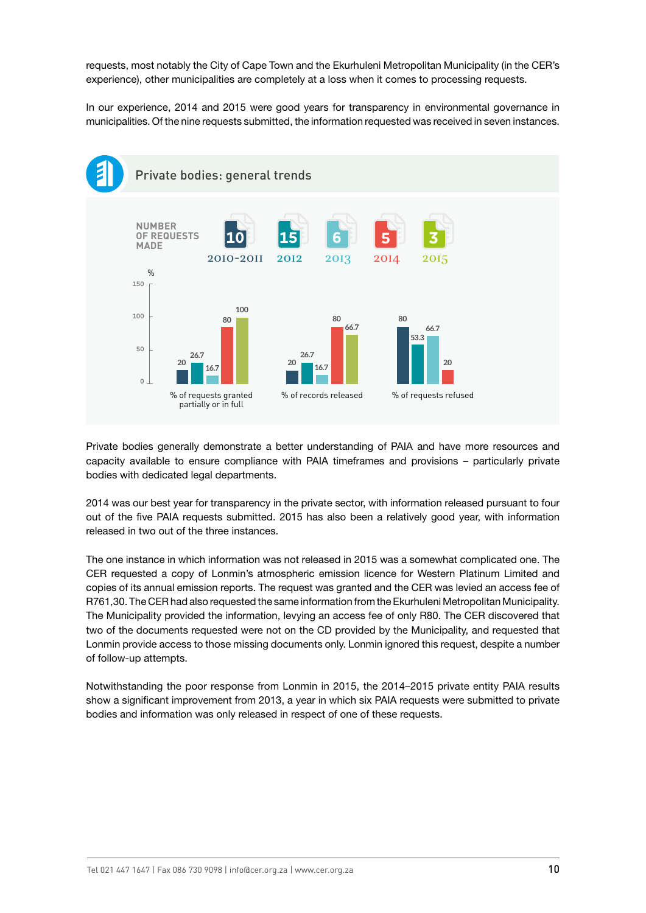requests, most notably the City of Cape Town and the Ekurhuleni Metropolitan Municipality (in the CER's experience), other municipalities are completely at a loss when it comes to processing requests.

In our experience, 2014 and 2015 were good years for transparency in environmental governance in municipalities. Of the nine requests submitted, the information requested was received in seven instances.

## Private bodies: general trends

NUMBER OF REQUESTS MADE

| 2010-2011 | 2012 | 2013 | 2014 | 2015 |
|---|---|---|---|---|
| 10 | 15 | 6 | 5 | 3 |

| % | 2010-2011 | 2012 | 2013 | 2014 | 2015 |
|---|---|---|---|---|---|
| % of requests granted partially or in full | 20 | 26.7 | 16.7 | 80 | 100 |
| % of records released | 20 | 26.7 | 16.7 | 80 | 66.7 |
| % of requests refused | 80 | 53.3 | 66.7 | 20 | |

Private bodies generally demonstrate a better understanding of PAIA and have more resources and capacity available to ensure compliance with PAIA timeframes and provisions – particularly private bodies with dedicated legal departments.

2014 was our best year for transparency in the private sector, with information released pursuant to four out of the five PAIA requests submitted. 2015 has also been a relatively good year, with information released in two out of the three instances.

The one instance in which information was not released in 2015 was a somewhat complicated one. The CER requested a copy of Lonmin's atmospheric emission licence for Western Platinum Limited and copies of its annual emission reports. The request was granted and the CER was levied an access fee of R761,30. The CER had also requested the same information from the Ekurhuleni Metropolitan Municipality. The Municipality provided the information, levying an access fee of only R80. The CER discovered that two of the documents requested were not on the CD provided by the Municipality, and requested that Lonmin provide access to those missing documents only. Lonmin ignored this request, despite a number of follow-up attempts.

Notwithstanding the poor response from Lonmin in 2015, the 2014–2015 private entity PAIA results show a significant improvement from 2013, a year in which six PAIA requests were submitted to private bodies and information was only released in respect of one of these requests.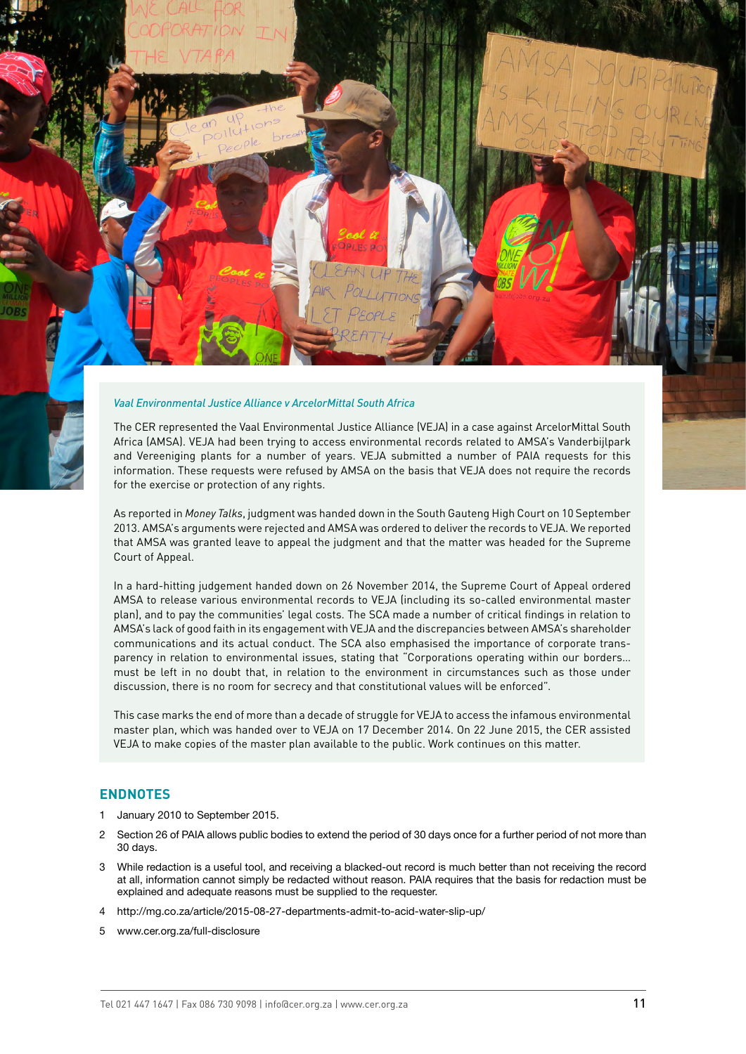*Vaal Environmental Justice Alliance v ArcelorMittal South Africa*

The CER represented the Vaal Environmental Justice Alliance (VEJA) in a case against ArcelorMittal South Africa (AMSA). VEJA had been trying to access environmental records related to AMSA's Vanderbijlpark and Vereeniging plants for a number of years. VEJA submitted a number of PAIA requests for this information. These requests were refused by AMSA on the basis that VEJA does not require the records for the exercise or protection of any rights.

As reported in *Money Talks*, judgment was handed down in the South Gauteng High Court on 10 September 2013. AMSA's arguments were rejected and AMSA was ordered to deliver the records to VEJA. We reported that AMSA was granted leave to appeal the judgment and that the matter was headed for the Supreme Court of Appeal.

In a hard-hitting judgement handed down on 26 November 2014, the Supreme Court of Appeal ordered AMSA to release various environmental records to VEJA (including its so-called environmental master plan), and to pay the communities' legal costs. The SCA made a number of critical findings in relation to AMSA's lack of good faith in its engagement with VEJA and the discrepancies between AMSA's shareholder communications and its actual conduct. The SCA also emphasised the importance of corporate transparency in relation to environmental issues, stating that "Corporations operating within our borders… must be left in no doubt that, in relation to the environment in circumstances such as those under discussion, there is no room for secrecy and that constitutional values will be enforced".

This case marks the end of more than a decade of struggle for VEJA to access the infamous environmental master plan, which was handed over to VEJA on 17 December 2014. On 22 June 2015, the CER assisted VEJA to make copies of the master plan available to the public. Work continues on this matter.

## ENDNOTES

1. January 2010 to September 2015.
2. Section 26 of PAIA allows public bodies to extend the period of 30 days once for a further period of not more than 30 days.
3. While redaction is a useful tool, and receiving a blacked-out record is much better than not receiving the record at all, information cannot simply be redacted without reason. PAIA requires that the basis for redaction must be explained and adequate reasons must be supplied to the requester.
4. http://mg.co.za/article/2015-08-27-departments-admit-to-acid-water-slip-up/
5. www.cer.org.za/full-disclosure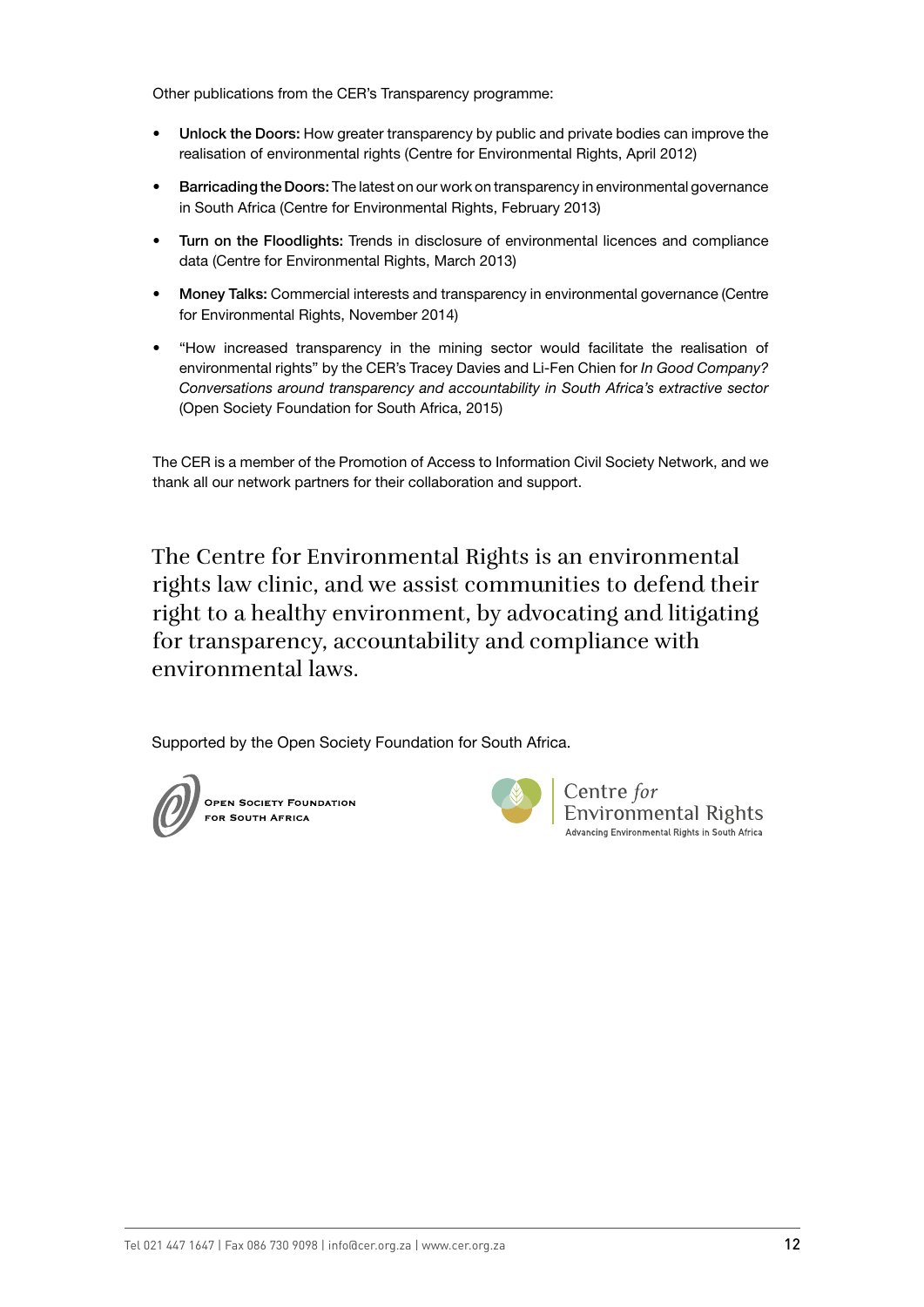Other publications from the CER's Transparency programme:

- **Unlock the Doors:** How greater transparency by public and private bodies can improve the realisation of environmental rights (Centre for Environmental Rights, April 2012)
- **Barricading the Doors:** The latest on our work on transparency in environmental governance in South Africa (Centre for Environmental Rights, February 2013)
- **Turn on the Floodlights:** Trends in disclosure of environmental licences and compliance data (Centre for Environmental Rights, March 2013)
- **Money Talks:** Commercial interests and transparency in environmental governance (Centre for Environmental Rights, November 2014)
- "How increased transparency in the mining sector would facilitate the realisation of environmental rights" by the CER's Tracey Davies and Li-Fen Chien for *In Good Company? Conversations around transparency and accountability in South Africa's extractive sector* (Open Society Foundation for South Africa, 2015)

The CER is a member of the Promotion of Access to Information Civil Society Network, and we thank all our network partners for their collaboration and support.

The Centre for Environmental Rights is an environmental rights law clinic, and we assist communities to defend their right to a healthy environment, by advocating and litigating for transparency, accountability and compliance with environmental laws.

Supported by the Open Society Foundation for South Africa.

Open Society Foundation for South Africa

Centre *for* Environmental Rights
Advancing Environmental Rights in South Africa

Tel 021 447 1647 | Fax 086 730 9098 | info@cer.org.za | www.cer.org.za